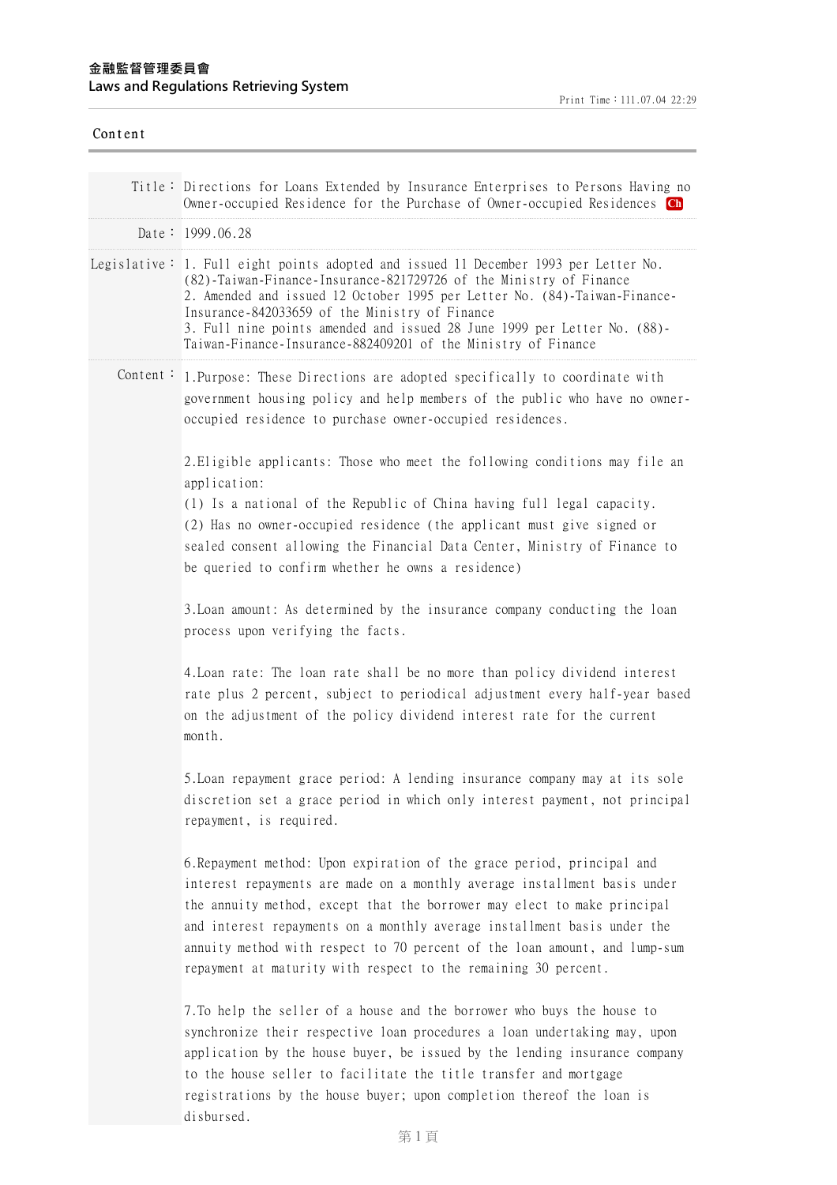**金融監督管理委員會**
**Laws and Regulations Retrieving System**

Print Time：111.07.04 22:29

## Content

| | |
|---|---|
| Title： | Directions for Loans Extended by Insurance Enterprises to Persons Having no Owner-occupied Residence for the Purchase of Owner-occupied Residences Ch |
| Date： | 1999.06.28 |
| Legislative： | 1. Full eight points adopted and issued 11 December 1993 per Letter No. (82)-Taiwan-Finance-Insurance-821729726 of the Ministry of Finance<br>2. Amended and issued 12 October 1995 per Letter No. (84)-Taiwan-Finance-Insurance-842033659 of the Ministry of Finance<br>3. Full nine points amended and issued 28 June 1999 per Letter No. (88)-Taiwan-Finance-Insurance-882409201 of the Ministry of Finance |

Content：

1.Purpose: These Directions are adopted specifically to coordinate with government housing policy and help members of the public who have no owner-occupied residence to purchase owner-occupied residences.

2.Eligible applicants: Those who meet the following conditions may file an application:
(1) Is a national of the Republic of China having full legal capacity.
(2) Has no owner-occupied residence (the applicant must give signed or sealed consent allowing the Financial Data Center, Ministry of Finance to be queried to confirm whether he owns a residence)

3.Loan amount: As determined by the insurance company conducting the loan process upon verifying the facts.

4.Loan rate: The loan rate shall be no more than policy dividend interest rate plus 2 percent, subject to periodical adjustment every half-year based on the adjustment of the policy dividend interest rate for the current month.

5.Loan repayment grace period: A lending insurance company may at its sole discretion set a grace period in which only interest payment, not principal repayment, is required.

6.Repayment method: Upon expiration of the grace period, principal and interest repayments are made on a monthly average installment basis under the annuity method, except that the borrower may elect to make principal and interest repayments on a monthly average installment basis under the annuity method with respect to 70 percent of the loan amount, and lump-sum repayment at maturity with respect to the remaining 30 percent.

7.To help the seller of a house and the borrower who buys the house to synchronize their respective loan procedures a loan undertaking may, upon application by the house buyer, be issued by the lending insurance company to the house seller to facilitate the title transfer and mortgage registrations by the house buyer; upon completion thereof the loan is disbursed.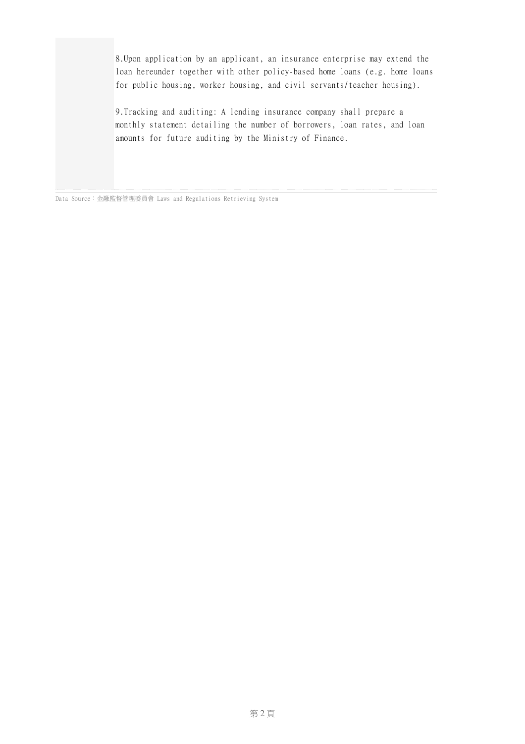8.Upon application by an applicant, an insurance enterprise may extend the loan hereunder together with other policy-based home loans (e.g. home loans for public housing, worker housing, and civil servants/teacher housing).

9.Tracking and auditing: A lending insurance company shall prepare a monthly statement detailing the number of borrowers, loan rates, and loan amounts for future auditing by the Ministry of Finance.

---

Data Source：金融監督管理委員會 Laws and Regulations Retrieving System